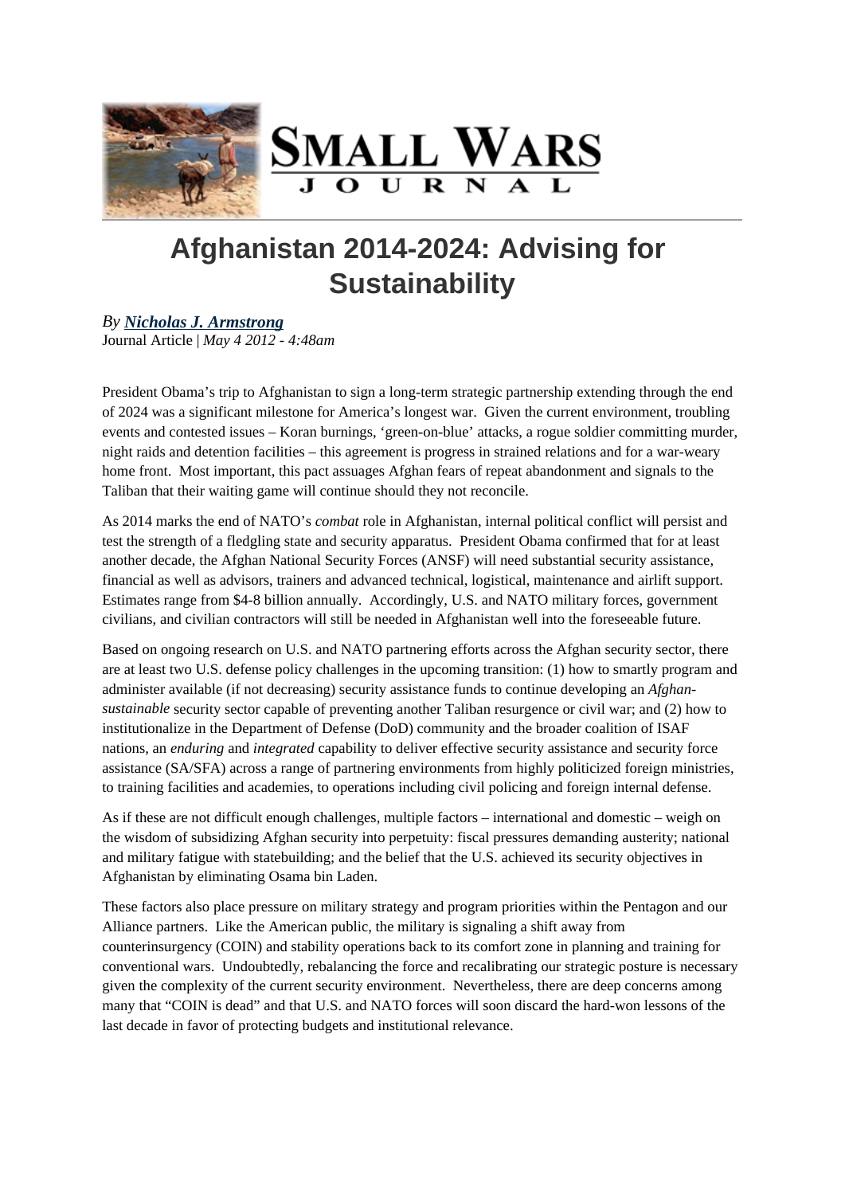# Afghanistan 2014-2024: Advising for Sustainability

*By* ***Nicholas J. Armstrong***
Journal Article | *May 4 2012 - 4:48am*

President Obama's trip to Afghanistan to sign a long-term strategic partnership extending through the end of 2024 was a significant milestone for America's longest war. Given the current environment, troubling events and contested issues – Koran burnings, 'green-on-blue' attacks, a rogue soldier committing murder, night raids and detention facilities – this agreement is progress in strained relations and for a war-weary home front. Most important, this pact assuages Afghan fears of repeat abandonment and signals to the Taliban that their waiting game will continue should they not reconcile.

As 2014 marks the end of NATO's *combat* role in Afghanistan, internal political conflict will persist and test the strength of a fledgling state and security apparatus. President Obama confirmed that for at least another decade, the Afghan National Security Forces (ANSF) will need substantial security assistance, financial as well as advisors, trainers and advanced technical, logistical, maintenance and airlift support. Estimates range from $4-8 billion annually. Accordingly, U.S. and NATO military forces, government civilians, and civilian contractors will still be needed in Afghanistan well into the foreseeable future.

Based on ongoing research on U.S. and NATO partnering efforts across the Afghan security sector, there are at least two U.S. defense policy challenges in the upcoming transition: (1) how to smartly program and administer available (if not decreasing) security assistance funds to continue developing an *Afghan-sustainable* security sector capable of preventing another Taliban resurgence or civil war; and (2) how to institutionalize in the Department of Defense (DoD) community and the broader coalition of ISAF nations, an *enduring* and *integrated* capability to deliver effective security assistance and security force assistance (SA/SFA) across a range of partnering environments from highly politicized foreign ministries, to training facilities and academies, to operations including civil policing and foreign internal defense.

As if these are not difficult enough challenges, multiple factors – international and domestic – weigh on the wisdom of subsidizing Afghan security into perpetuity: fiscal pressures demanding austerity; national and military fatigue with statebuilding; and the belief that the U.S. achieved its security objectives in Afghanistan by eliminating Osama bin Laden.

These factors also place pressure on military strategy and program priorities within the Pentagon and our Alliance partners. Like the American public, the military is signaling a shift away from counterinsurgency (COIN) and stability operations back to its comfort zone in planning and training for conventional wars. Undoubtedly, rebalancing the force and recalibrating our strategic posture is necessary given the complexity of the current security environment. Nevertheless, there are deep concerns among many that "COIN is dead" and that U.S. and NATO forces will soon discard the hard-won lessons of the last decade in favor of protecting budgets and institutional relevance.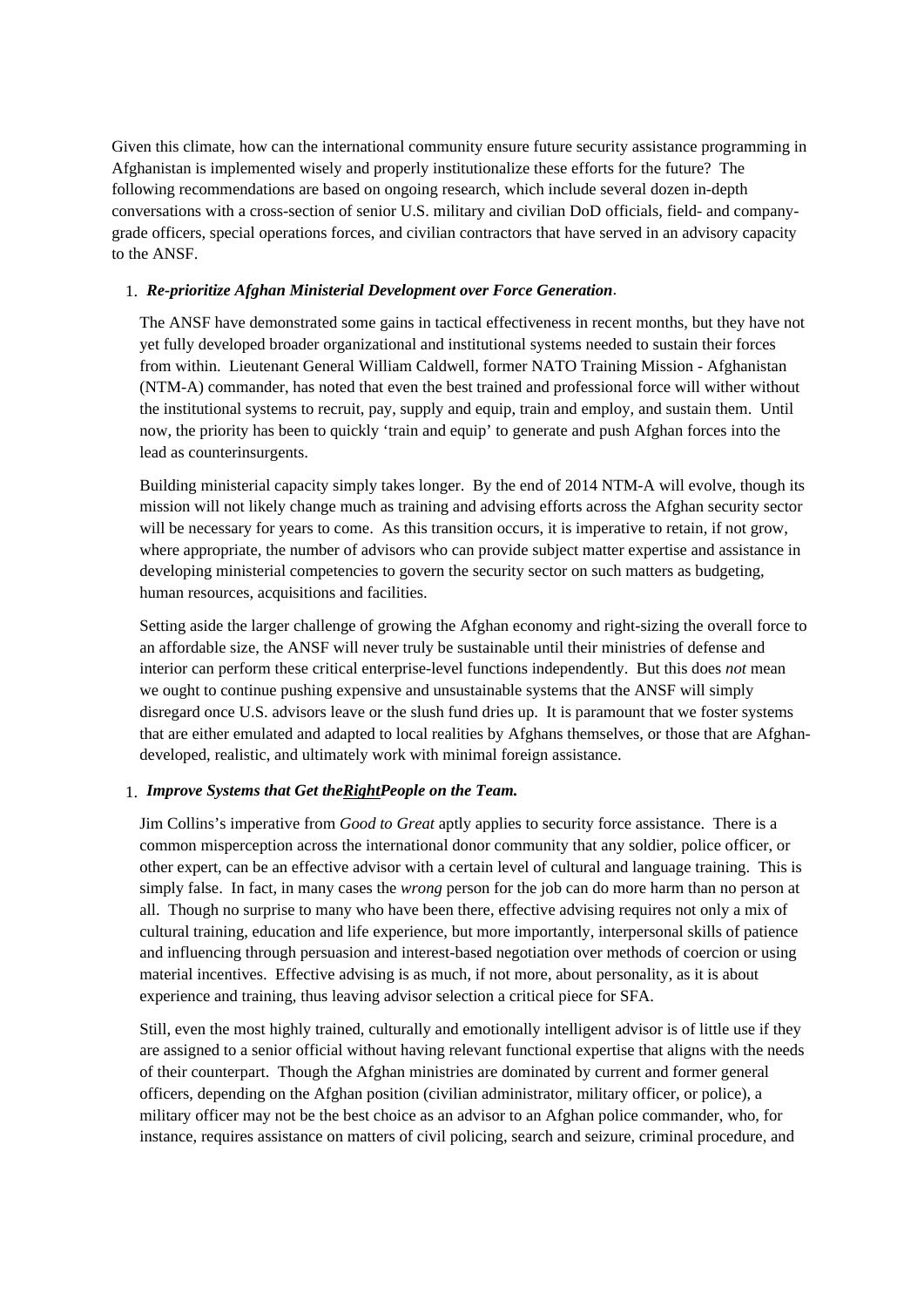Given this climate, how can the international community ensure future security assistance programming in Afghanistan is implemented wisely and properly institutionalize these efforts for the future? The following recommendations are based on ongoing research, which include several dozen in-depth conversations with a cross-section of senior U.S. military and civilian DoD officials, field- and company-grade officers, special operations forces, and civilian contractors that have served in an advisory capacity to the ANSF.

1. ***Re-prioritize Afghan Ministerial Development over Force Generation***.

   The ANSF have demonstrated some gains in tactical effectiveness in recent months, but they have not yet fully developed broader organizational and institutional systems needed to sustain their forces from within. Lieutenant General William Caldwell, former NATO Training Mission - Afghanistan (NTM-A) commander, has noted that even the best trained and professional force will wither without the institutional systems to recruit, pay, supply and equip, train and employ, and sustain them. Until now, the priority has been to quickly 'train and equip' to generate and push Afghan forces into the lead as counterinsurgents.

   Building ministerial capacity simply takes longer. By the end of 2014 NTM-A will evolve, though its mission will not likely change much as training and advising efforts across the Afghan security sector will be necessary for years to come. As this transition occurs, it is imperative to retain, if not grow, where appropriate, the number of advisors who can provide subject matter expertise and assistance in developing ministerial competencies to govern the security sector on such matters as budgeting, human resources, acquisitions and facilities.

   Setting aside the larger challenge of growing the Afghan economy and right-sizing the overall force to an affordable size, the ANSF will never truly be sustainable until their ministries of defense and interior can perform these critical enterprise-level functions independently. But this does *not* mean we ought to continue pushing expensive and unsustainable systems that the ANSF will simply disregard once U.S. advisors leave or the slush fund dries up. It is paramount that we foster systems that are either emulated and adapted to local realities by Afghans themselves, or those that are Afghan-developed, realistic, and ultimately work with minimal foreign assistance.

1. ***Improve Systems that Get the <u>Right</u> People on the Team.***

   Jim Collins's imperative from *Good to Great* aptly applies to security force assistance. There is a common misperception across the international donor community that any soldier, police officer, or other expert, can be an effective advisor with a certain level of cultural and language training. This is simply false. In fact, in many cases the *wrong* person for the job can do more harm than no person at all. Though no surprise to many who have been there, effective advising requires not only a mix of cultural training, education and life experience, but more importantly, interpersonal skills of patience and influencing through persuasion and interest-based negotiation over methods of coercion or using material incentives. Effective advising is as much, if not more, about personality, as it is about experience and training, thus leaving advisor selection a critical piece for SFA.

   Still, even the most highly trained, culturally and emotionally intelligent advisor is of little use if they are assigned to a senior official without having relevant functional expertise that aligns with the needs of their counterpart. Though the Afghan ministries are dominated by current and former general officers, depending on the Afghan position (civilian administrator, military officer, or police), a military officer may not be the best choice as an advisor to an Afghan police commander, who, for instance, requires assistance on matters of civil policing, search and seizure, criminal procedure, and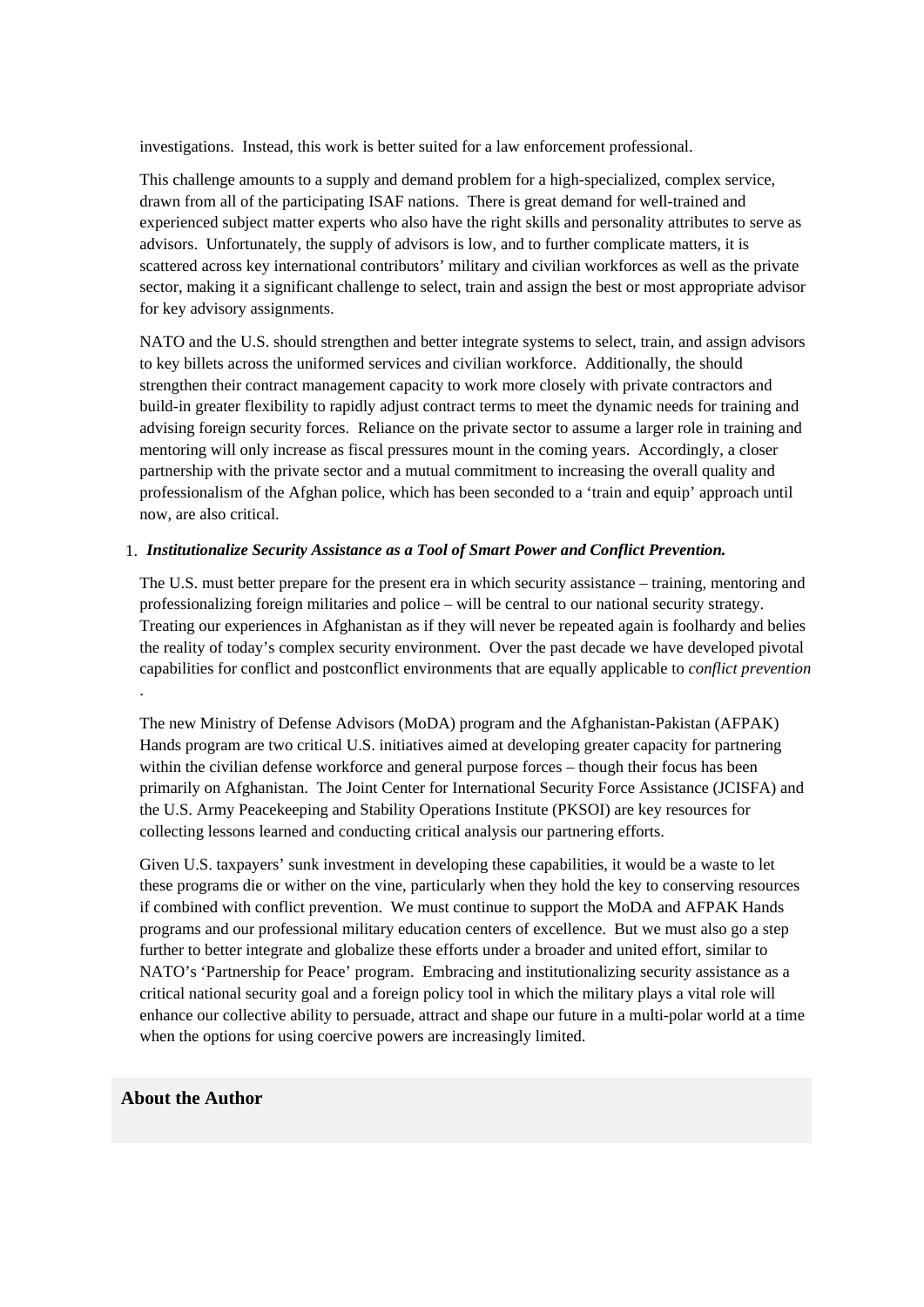investigations. Instead, this work is better suited for a law enforcement professional.

This challenge amounts to a supply and demand problem for a high-specialized, complex service, drawn from all of the participating ISAF nations. There is great demand for well-trained and experienced subject matter experts who also have the right skills and personality attributes to serve as advisors. Unfortunately, the supply of advisors is low, and to further complicate matters, it is scattered across key international contributors' military and civilian workforces as well as the private sector, making it a significant challenge to select, train and assign the best or most appropriate advisor for key advisory assignments.

NATO and the U.S. should strengthen and better integrate systems to select, train, and assign advisors to key billets across the uniformed services and civilian workforce. Additionally, the should strengthen their contract management capacity to work more closely with private contractors and build-in greater flexibility to rapidly adjust contract terms to meet the dynamic needs for training and advising foreign security forces. Reliance on the private sector to assume a larger role in training and mentoring will only increase as fiscal pressures mount in the coming years. Accordingly, a closer partnership with the private sector and a mutual commitment to increasing the overall quality and professionalism of the Afghan police, which has been seconded to a 'train and equip' approach until now, are also critical.

1. ***Institutionalize Security Assistance as a Tool of Smart Power and Conflict Prevention.***

The U.S. must better prepare for the present era in which security assistance – training, mentoring and professionalizing foreign militaries and police – will be central to our national security strategy. Treating our experiences in Afghanistan as if they will never be repeated again is foolhardy and belies the reality of today's complex security environment. Over the past decade we have developed pivotal capabilities for conflict and postconflict environments that are equally applicable to *conflict prevention* .

The new Ministry of Defense Advisors (MoDA) program and the Afghanistan-Pakistan (AFPAK) Hands program are two critical U.S. initiatives aimed at developing greater capacity for partnering within the civilian defense workforce and general purpose forces – though their focus has been primarily on Afghanistan. The Joint Center for International Security Force Assistance (JCISFA) and the U.S. Army Peacekeeping and Stability Operations Institute (PKSOI) are key resources for collecting lessons learned and conducting critical analysis our partnering efforts.

Given U.S. taxpayers' sunk investment in developing these capabilities, it would be a waste to let these programs die or wither on the vine, particularly when they hold the key to conserving resources if combined with conflict prevention. We must continue to support the MoDA and AFPAK Hands programs and our professional military education centers of excellence. But we must also go a step further to better integrate and globalize these efforts under a broader and united effort, similar to NATO's 'Partnership for Peace' program. Embracing and institutionalizing security assistance as a critical national security goal and a foreign policy tool in which the military plays a vital role will enhance our collective ability to persuade, attract and shape our future in a multi-polar world at a time when the options for using coercive powers are increasingly limited.

## About the Author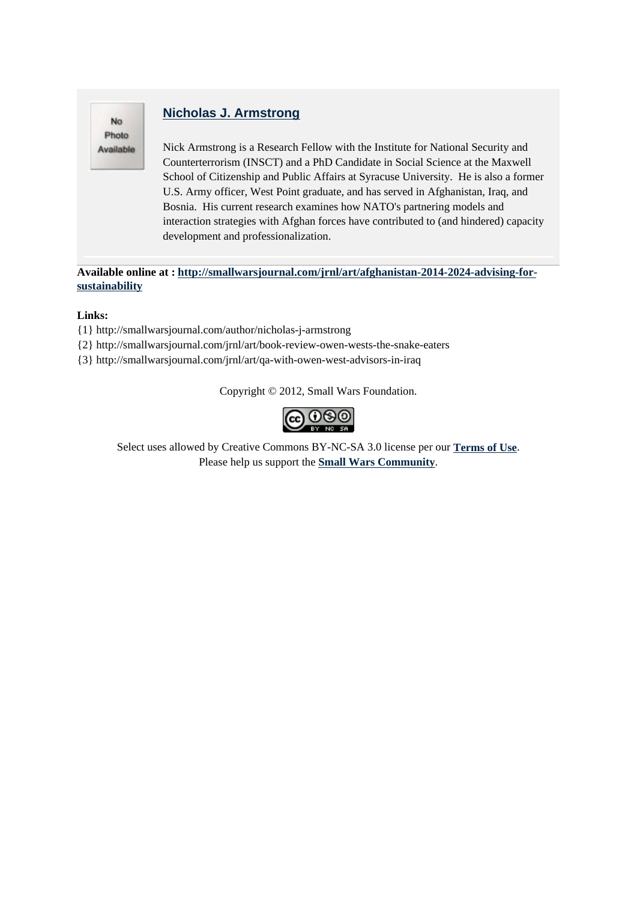## Nicholas J. Armstrong

Nick Armstrong is a Research Fellow with the Institute for National Security and Counterterrorism (INSCT) and a PhD Candidate in Social Science at the Maxwell School of Citizenship and Public Affairs at Syracuse University. He is also a former U.S. Army officer, West Point graduate, and has served in Afghanistan, Iraq, and Bosnia. His current research examines how NATO's partnering models and interaction strategies with Afghan forces have contributed to (and hindered) capacity development and professionalization.

**Available online at : http://smallwarsjournal.com/jrnl/art/afghanistan-2014-2024-advising-for-sustainability**

**Links:**

{1} http://smallwarsjournal.com/author/nicholas-j-armstrong

{2} http://smallwarsjournal.com/jrnl/art/book-review-owen-wests-the-snake-eaters

{3} http://smallwarsjournal.com/jrnl/art/qa-with-owen-west-advisors-in-iraq

Copyright © 2012, Small Wars Foundation.

Select uses allowed by Creative Commons BY-NC-SA 3.0 license per our **Terms of Use**.
Please help us support the **Small Wars Community**.